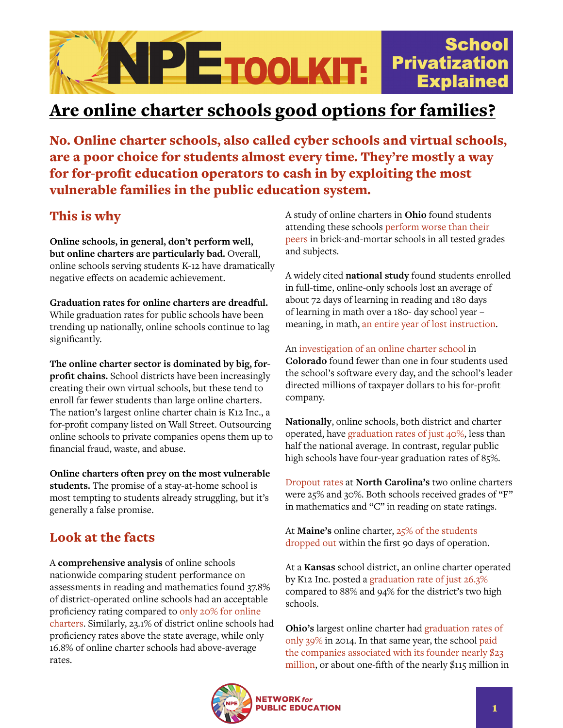# NPE TOOLKIT: School Privatization Explained

## Are online charter schools good options for families?

**No. Online charter schools, also called cyber schools and virtual schools, are a poor choice for students almost every time. They're mostly a way for for-profit education operators to cash in by exploiting the most vulnerable families in the public education system.**

## This is why

**Online schools, in general, don't perform well, but online charters are particularly bad.** Overall, online schools serving students K-12 have dramatically negative effects on academic achievement.

**Graduation rates for online charters are dreadful.** While graduation rates for public schools have been trending up nationally, online schools continue to lag significantly.

**The online charter sector is dominated by big, for-profit chains.** School districts have been increasingly creating their own virtual schools, but these tend to enroll far fewer students than large online charters. The nation's largest online charter chain is K12 Inc., a for-profit company listed on Wall Street. Outsourcing online schools to private companies opens them up to financial fraud, waste, and abuse.

**Online charters often prey on the most vulnerable students.** The promise of a stay-at-home school is most tempting to students already struggling, but it's generally a false promise.

## Look at the facts

A **comprehensive analysis** of online schools nationwide comparing student performance on assessments in reading and mathematics found 37.8% of district-operated online schools had an acceptable proficiency rating compared to only 20% for online charters. Similarly, 23.1% of district online schools had proficiency rates above the state average, while only 16.8% of online charter schools had above-average rates.

A study of online charters in **Ohio** found students attending these schools perform worse than their peers in brick-and-mortar schools in all tested grades and subjects.

A widely cited **national study** found students enrolled in full-time, online-only schools lost an average of about 72 days of learning in reading and 180 days of learning in math over a 180- day school year – meaning, in math, an entire year of lost instruction.

An investigation of an online charter school in **Colorado** found fewer than one in four students used the school's software every day, and the school's leader directed millions of taxpayer dollars to his for-profit company.

**Nationally**, online schools, both district and charter operated, have graduation rates of just 40%, less than half the national average. In contrast, regular public high schools have four-year graduation rates of 85%.

Dropout rates at **North Carolina's** two online charters were 25% and 30%. Both schools received grades of "F" in mathematics and "C" in reading on state ratings.

At **Maine's** online charter, 25% of the students dropped out within the first 90 days of operation.

At a **Kansas** school district, an online charter operated by K12 Inc. posted a graduation rate of just 26.3% compared to 88% and 94% for the district's two high schools.

**Ohio's** largest online charter had graduation rates of only 39% in 2014. In that same year, the school paid the companies associated with its founder nearly $23 million, or about one-fifth of the nearly $115 million in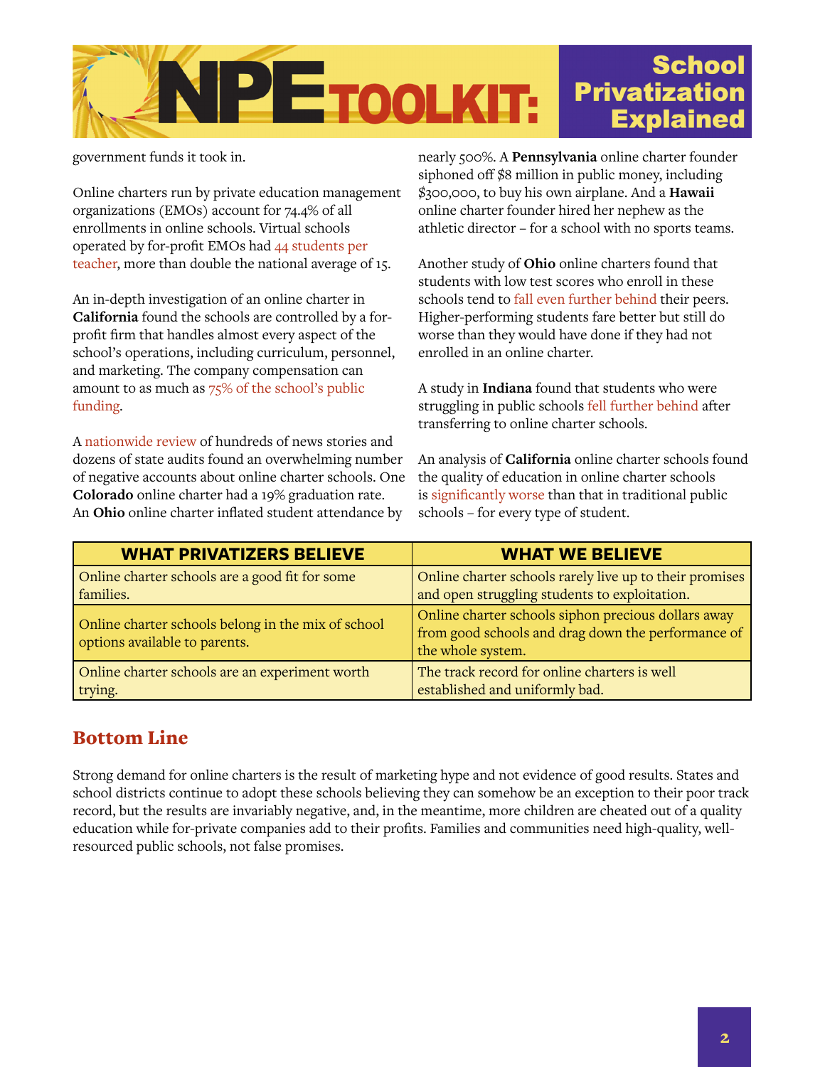government funds it took in.

Online charters run by private education management organizations (EMOs) account for 74.4% of all enrollments in online schools. Virtual schools operated by for-profit EMOs had 44 students per teacher, more than double the national average of 15.

An in-depth investigation of an online charter in **California** found the schools are controlled by a for-profit firm that handles almost every aspect of the school's operations, including curriculum, personnel, and marketing. The company compensation can amount to as much as 75% of the school's public funding.

A nationwide review of hundreds of news stories and dozens of state audits found an overwhelming number of negative accounts about online charter schools. One **Colorado** online charter had a 19% graduation rate. An **Ohio** online charter inflated student attendance by nearly 500%. A **Pennsylvania** online charter founder siphoned off $8 million in public money, including $300,000, to buy his own airplane. And a **Hawaii** online charter founder hired her nephew as the athletic director – for a school with no sports teams.

Another study of **Ohio** online charters found that students with low test scores who enroll in these schools tend to fall even further behind their peers. Higher-performing students fare better but still do worse than they would have done if they had not enrolled in an online charter.

A study in **Indiana** found that students who were struggling in public schools fell further behind after transferring to online charter schools.

An analysis of **California** online charter schools found the quality of education in online charter schools is significantly worse than that in traditional public schools – for every type of student.

| WHAT PRIVATIZERS BELIEVE | WHAT WE BELIEVE |
|---|---|
| Online charter schools are a good fit for some families. | Online charter schools rarely live up to their promises and open struggling students to exploitation. |
| Online charter schools belong in the mix of school options available to parents. | Online charter schools siphon precious dollars away from good schools and drag down the performance of the whole system. |
| Online charter schools are an experiment worth trying. | The track record for online charters is well established and uniformly bad. |

## Bottom Line

Strong demand for online charters is the result of marketing hype and not evidence of good results. States and school districts continue to adopt these schools believing they can somehow be an exception to their poor track record, but the results are invariably negative, and, in the meantime, more children are cheated out of a quality education while for-private companies add to their profits. Families and communities need high-quality, well-resourced public schools, not false promises.